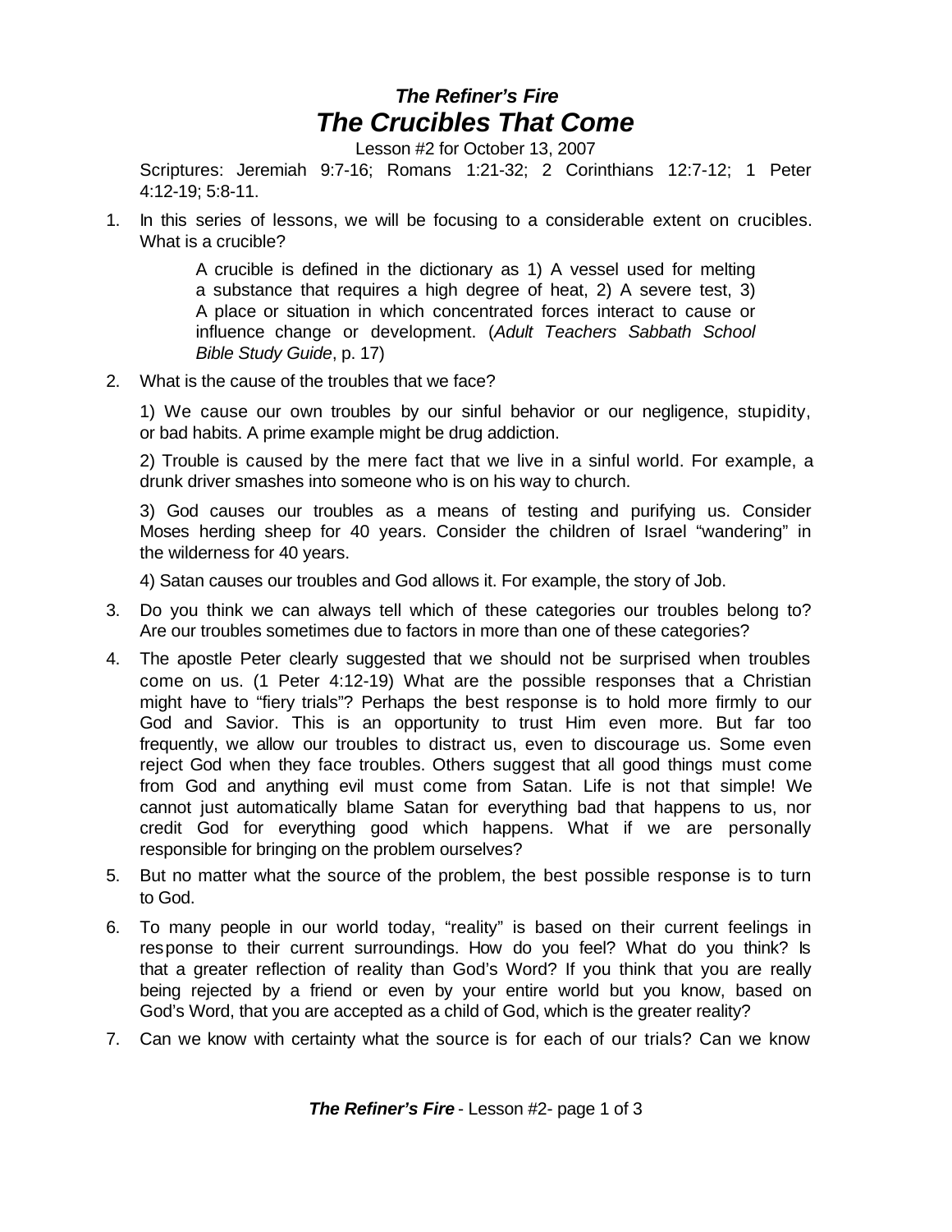## *The Refiner's Fire*

# *The Crucibles That Come*

Lesson #2 for October 13, 2007

Scriptures: Jeremiah 9:7-16; Romans 1:21-32; 2 Corinthians 12:7-12; 1 Peter 4:12-19; 5:8-11.

1. In this series of lessons, we will be focusing to a considerable extent on crucibles. What is a crucible?

   > A crucible is defined in the dictionary as 1) A vessel used for melting a substance that requires a high degree of heat, 2) A severe test, 3) A place or situation in which concentrated forces interact to cause or influence change or development. (*Adult Teachers Sabbath School Bible Study Guide*, p. 17)

2. What is the cause of the troubles that we face?

   1) We cause our own troubles by our sinful behavior or our negligence, stupidity, or bad habits. A prime example might be drug addiction.

   2) Trouble is caused by the mere fact that we live in a sinful world. For example, a drunk driver smashes into someone who is on his way to church.

   3) God causes our troubles as a means of testing and purifying us. Consider Moses herding sheep for 40 years. Consider the children of Israel "wandering" in the wilderness for 40 years.

   4) Satan causes our troubles and God allows it. For example, the story of Job.

3. Do you think we can always tell which of these categories our troubles belong to? Are our troubles sometimes due to factors in more than one of these categories?
4. The apostle Peter clearly suggested that we should not be surprised when troubles come on us. (1 Peter 4:12-19) What are the possible responses that a Christian might have to "fiery trials"? Perhaps the best response is to hold more firmly to our God and Savior. This is an opportunity to trust Him even more. But far too frequently, we allow our troubles to distract us, even to discourage us. Some even reject God when they face troubles. Others suggest that all good things must come from God and anything evil must come from Satan. Life is not that simple! We cannot just automatically blame Satan for everything bad that happens to us, nor credit God for everything good which happens. What if we are personally responsible for bringing on the problem ourselves?
5. But no matter what the source of the problem, the best possible response is to turn to God.
6. To many people in our world today, "reality" is based on their current feelings in response to their current surroundings. How do you feel? What do you think? Is that a greater reflection of reality than God's Word? If you think that you are really being rejected by a friend or even by your entire world but you know, based on God's Word, that you are accepted as a child of God, which is the greater reality?
7. Can we know with certainty what the source is for each of our trials? Can we know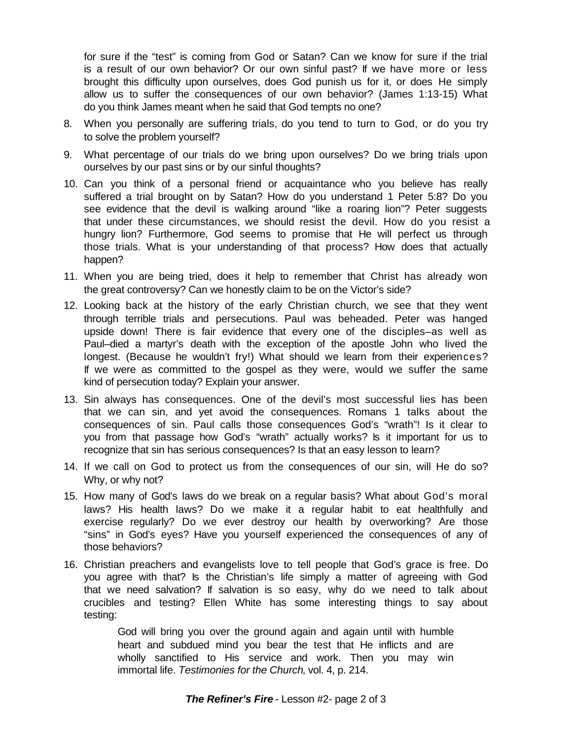for sure if the "test" is coming from God or Satan? Can we know for sure if the trial is a result of our own behavior? Or our own sinful past? If we have more or less brought this difficulty upon ourselves, does God punish us for it, or does He simply allow us to suffer the consequences of our own behavior? (James 1:13-15) What do you think James meant when he said that God tempts no one?

8. When you personally are suffering trials, do you tend to turn to God, or do you try to solve the problem yourself?

9. What percentage of our trials do we bring upon ourselves? Do we bring trials upon ourselves by our past sins or by our sinful thoughts?

10. Can you think of a personal friend or acquaintance who you believe has really suffered a trial brought on by Satan? How do you understand 1 Peter 5:8? Do you see evidence that the devil is walking around "like a roaring lion"? Peter suggests that under these circumstances, we should resist the devil. How do you resist a hungry lion? Furthermore, God seems to promise that He will perfect us through those trials. What is your understanding of that process? How does that actually happen?

11. When you are being tried, does it help to remember that Christ has already won the great controversy? Can we honestly claim to be on the Victor's side?

12. Looking back at the history of the early Christian church, we see that they went through terrible trials and persecutions. Paul was beheaded. Peter was hanged upside down! There is fair evidence that every one of the disciples–as well as Paul–died a martyr's death with the exception of the apostle John who lived the longest. (Because he wouldn't fry!) What should we learn from their experiences? If we were as committed to the gospel as they were, would we suffer the same kind of persecution today? Explain your answer.

13. Sin always has consequences. One of the devil's most successful lies has been that we can sin, and yet avoid the consequences. Romans 1 talks about the consequences of sin. Paul calls those consequences God's "wrath"! Is it clear to you from that passage how God's "wrath" actually works? Is it important for us to recognize that sin has serious consequences? Is that an easy lesson to learn?

14. If we call on God to protect us from the consequences of our sin, will He do so? Why, or why not?

15. How many of God's laws do we break on a regular basis? What about God's moral laws? His health laws? Do we make it a regular habit to eat healthfully and exercise regularly? Do we ever destroy our health by overworking? Are those "sins" in God's eyes? Have you yourself experienced the consequences of any of those behaviors?

16. Christian preachers and evangelists love to tell people that God's grace is free. Do you agree with that? Is the Christian's life simply a matter of agreeing with God that we need salvation? If salvation is so easy, why do we need to talk about crucibles and testing? Ellen White has some interesting things to say about testing:

> God will bring you over the ground again and again until with humble heart and subdued mind you bear the test that He inflicts and are wholly sanctified to His service and work. Then you may win immortal life. *Testimonies for the Church*, vol. 4, p. 214.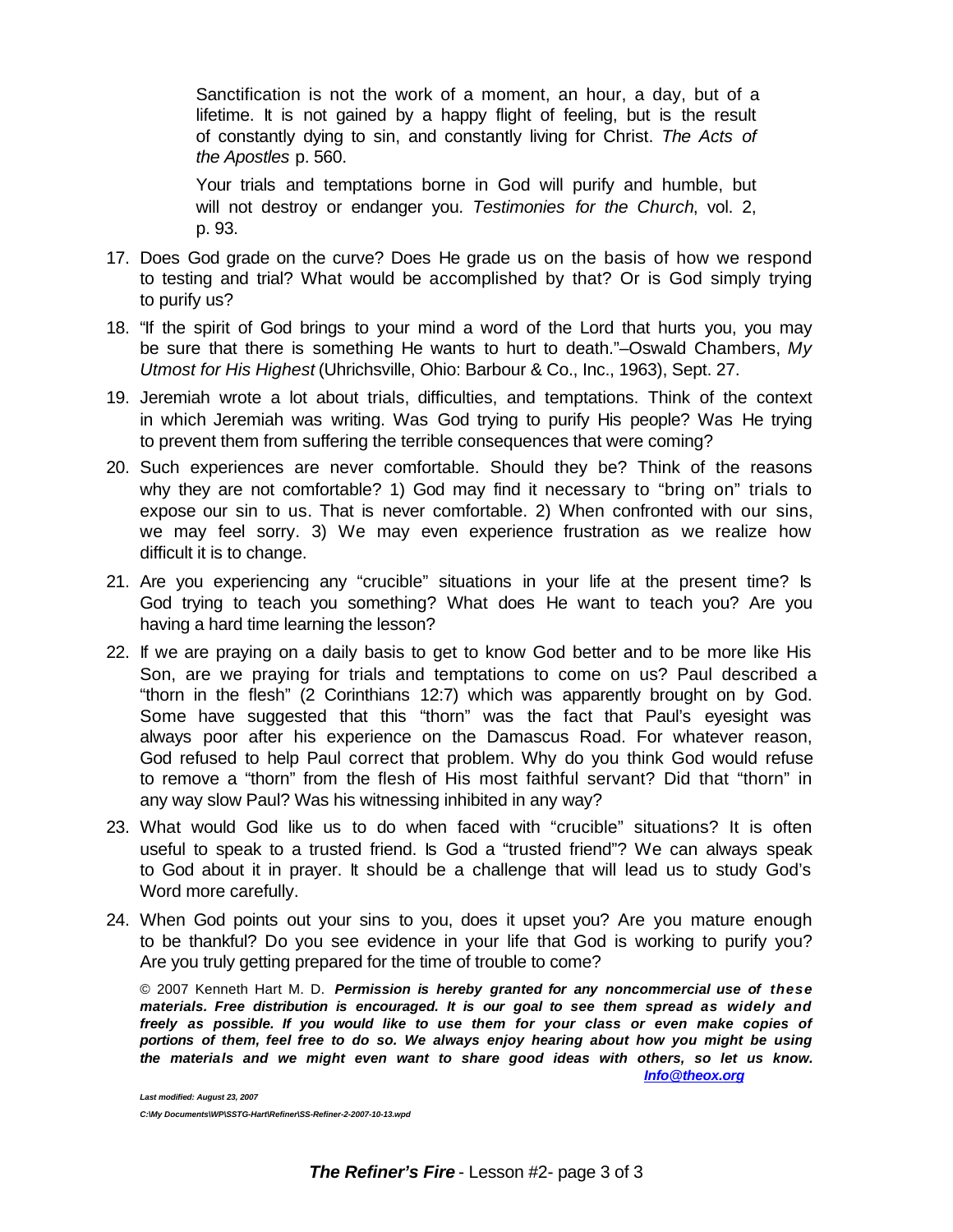Sanctification is not the work of a moment, an hour, a day, but of a lifetime. It is not gained by a happy flight of feeling, but is the result of constantly dying to sin, and constantly living for Christ. *The Acts of the Apostles* p. 560.

Your trials and temptations borne in God will purify and humble, but will not destroy or endanger you. *Testimonies for the Church*, vol. 2, p. 93.

17. Does God grade on the curve? Does He grade us on the basis of how we respond to testing and trial? What would be accomplished by that? Or is God simply trying to purify us?

18. "If the spirit of God brings to your mind a word of the Lord that hurts you, you may be sure that there is something He wants to hurt to death."–Oswald Chambers, *My Utmost for His Highest* (Uhrichsville, Ohio: Barbour & Co., Inc., 1963), Sept. 27.

19. Jeremiah wrote a lot about trials, difficulties, and temptations. Think of the context in which Jeremiah was writing. Was God trying to purify His people? Was He trying to prevent them from suffering the terrible consequences that were coming?

20. Such experiences are never comfortable. Should they be? Think of the reasons why they are not comfortable? 1) God may find it necessary to "bring on" trials to expose our sin to us. That is never comfortable. 2) When confronted with our sins, we may feel sorry. 3) We may even experience frustration as we realize how difficult it is to change.

21. Are you experiencing any "crucible" situations in your life at the present time? Is God trying to teach you something? What does He want to teach you? Are you having a hard time learning the lesson?

22. If we are praying on a daily basis to get to know God better and to be more like His Son, are we praying for trials and temptations to come on us? Paul described a "thorn in the flesh" (2 Corinthians 12:7) which was apparently brought on by God. Some have suggested that this "thorn" was the fact that Paul's eyesight was always poor after his experience on the Damascus Road. For whatever reason, God refused to help Paul correct that problem. Why do you think God would refuse to remove a "thorn" from the flesh of His most faithful servant? Did that "thorn" in any way slow Paul? Was his witnessing inhibited in any way?

23. What would God like us to do when faced with "crucible" situations? It is often useful to speak to a trusted friend. Is God a "trusted friend"? We can always speak to God about it in prayer. It should be a challenge that will lead us to study God's Word more carefully.

24. When God points out your sins to you, does it upset you? Are you mature enough to be thankful? Do you see evidence in your life that God is working to purify you? Are you truly getting prepared for the time of trouble to come?

© 2007 Kenneth Hart M. D. ***Permission is hereby granted for any noncommercial use of these materials. Free distribution is encouraged. It is our goal to see them spread as widely and freely as possible. If you would like to use them for your class or even make copies of portions of them, feel free to do so. We always enjoy hearing about how you might be using the materials and we might even want to share good ideas with others, so let us know.*** ***Info@theox.org***

***Last modified: August 23, 2007***

***C:\My Documents\WP\SSTG-Hart\Refiner\SS-Refiner-2-2007-10-13.wpd***